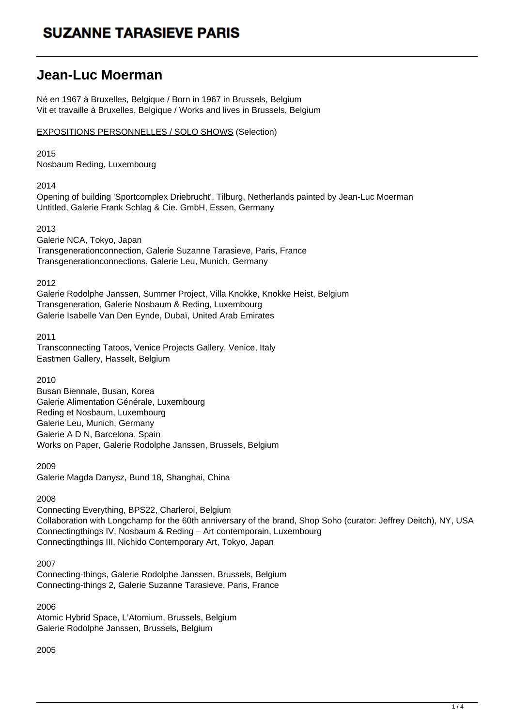# Jean-Luc Moerman

Né en 1967 à Bruxelles, Belgique / Born in 1967 in Brussels, Belgium
Vit et travaille à Bruxelles, Belgique / Works and lives in Brussels, Belgium

## EXPOSITIONS PERSONNELLES / SOLO SHOWS (Selection)

2015
Nosbaum Reding, Luxembourg

2014
Opening of building 'Sportcomplex Driebrucht', Tilburg, Netherlands painted by Jean-Luc Moerman
Untitled, Galerie Frank Schlag & Cie. GmbH, Essen, Germany

2013
Galerie NCA, Tokyo, Japan
Transgenerationconnection, Galerie Suzanne Tarasieve, Paris, France
Transgenerationconnections, Galerie Leu, Munich, Germany

2012
Galerie Rodolphe Janssen, Summer Project, Villa Knokke, Knokke Heist, Belgium
Transgeneration, Galerie Nosbaum & Reding, Luxembourg
Galerie Isabelle Van Den Eynde, Dubaï, United Arab Emirates

2011
Transconnecting Tatoos, Venice Projects Gallery, Venice, Italy
Eastmen Gallery, Hasselt, Belgium

2010
Busan Biennale, Busan, Korea
Galerie Alimentation Générale, Luxembourg
Reding et Nosbaum, Luxembourg
Galerie Leu, Munich, Germany
Galerie A D N, Barcelona, Spain
Works on Paper, Galerie Rodolphe Janssen, Brussels, Belgium

2009
Galerie Magda Danysz, Bund 18, Shanghai, China

2008
Connecting Everything, BPS22, Charleroi, Belgium
Collaboration with Longchamp for the 60th anniversary of the brand, Shop Soho (curator: Jeffrey Deitch), NY, USA
Connectingthings IV, Nosbaum & Reding – Art contemporain, Luxembourg
Connectingthings III, Nichido Contemporary Art, Tokyo, Japan

2007
Connecting-things, Galerie Rodolphe Janssen, Brussels, Belgium
Connecting-things 2, Galerie Suzanne Tarasieve, Paris, France

2006
Atomic Hybrid Space, L'Atomium, Brussels, Belgium
Galerie Rodolphe Janssen, Brussels, Belgium

2005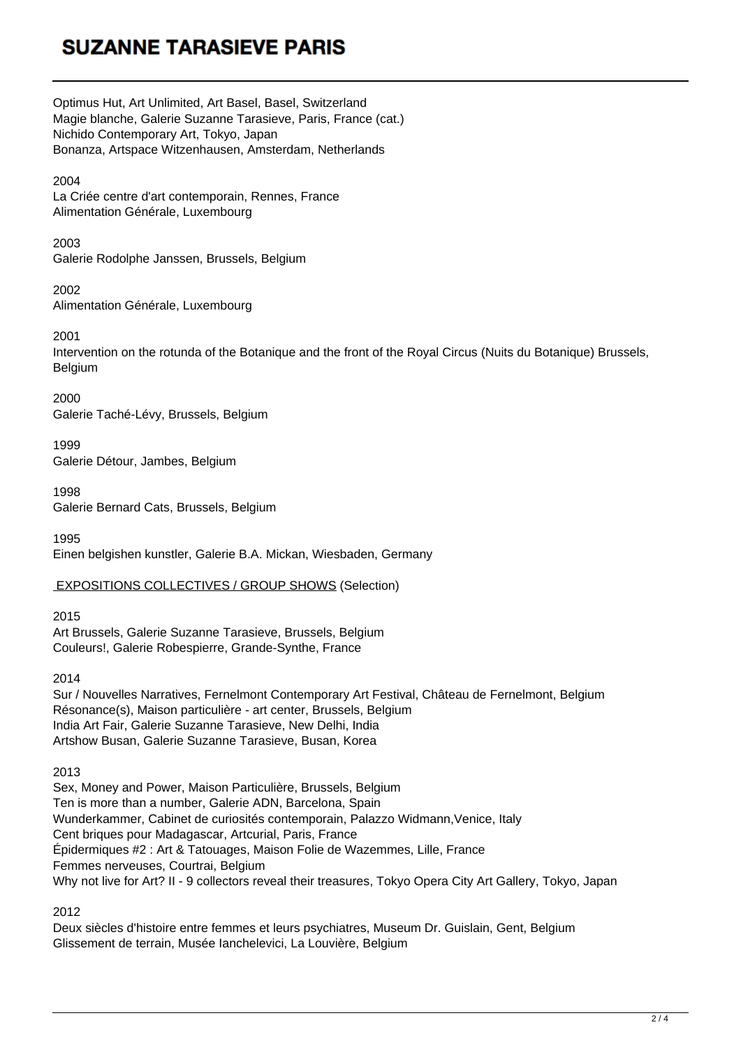Optimus Hut, Art Unlimited, Art Basel, Basel, Switzerland
Magie blanche, Galerie Suzanne Tarasieve, Paris, France (cat.)
Nichido Contemporary Art, Tokyo, Japan
Bonanza, Artspace Witzenhausen, Amsterdam, Netherlands

2004
La Criée centre d'art contemporain, Rennes, France
Alimentation Générale, Luxembourg

2003
Galerie Rodolphe Janssen, Brussels, Belgium

2002
Alimentation Générale, Luxembourg

2001
Intervention on the rotunda of the Botanique and the front of the Royal Circus (Nuits du Botanique) Brussels, Belgium

2000
Galerie Taché-Lévy, Brussels, Belgium

1999
Galerie Détour, Jambes, Belgium

1998
Galerie Bernard Cats, Brussels, Belgium

1995
Einen belgishen kunstler, Galerie B.A. Mickan, Wiesbaden, Germany

EXPOSITIONS COLLECTIVES / GROUP SHOWS (Selection)

2015
Art Brussels, Galerie Suzanne Tarasieve, Brussels, Belgium
Couleurs!, Galerie Robespierre, Grande-Synthe, France

2014
Sur / Nouvelles Narratives, Fernelmont Contemporary Art Festival, Château de Fernelmont, Belgium
Résonance(s), Maison particulière - art center, Brussels, Belgium
India Art Fair, Galerie Suzanne Tarasieve, New Delhi, India
Artshow Busan, Galerie Suzanne Tarasieve, Busan, Korea

2013
Sex, Money and Power, Maison Particulière, Brussels, Belgium
Ten is more than a number, Galerie ADN, Barcelona, Spain
Wunderkammer, Cabinet de curiosités contemporain, Palazzo Widmann,Venice, Italy
Cent briques pour Madagascar, Artcurial, Paris, France
Épidermiques #2 : Art & Tatouages, Maison Folie de Wazemmes, Lille, France
Femmes nerveuses, Courtrai, Belgium
Why not live for Art? II - 9 collectors reveal their treasures, Tokyo Opera City Art Gallery, Tokyo, Japan

2012
Deux siècles d'histoire entre femmes et leurs psychiatres, Museum Dr. Guislain, Gent, Belgium
Glissement de terrain, Musée Ianchelevici, La Louvière, Belgium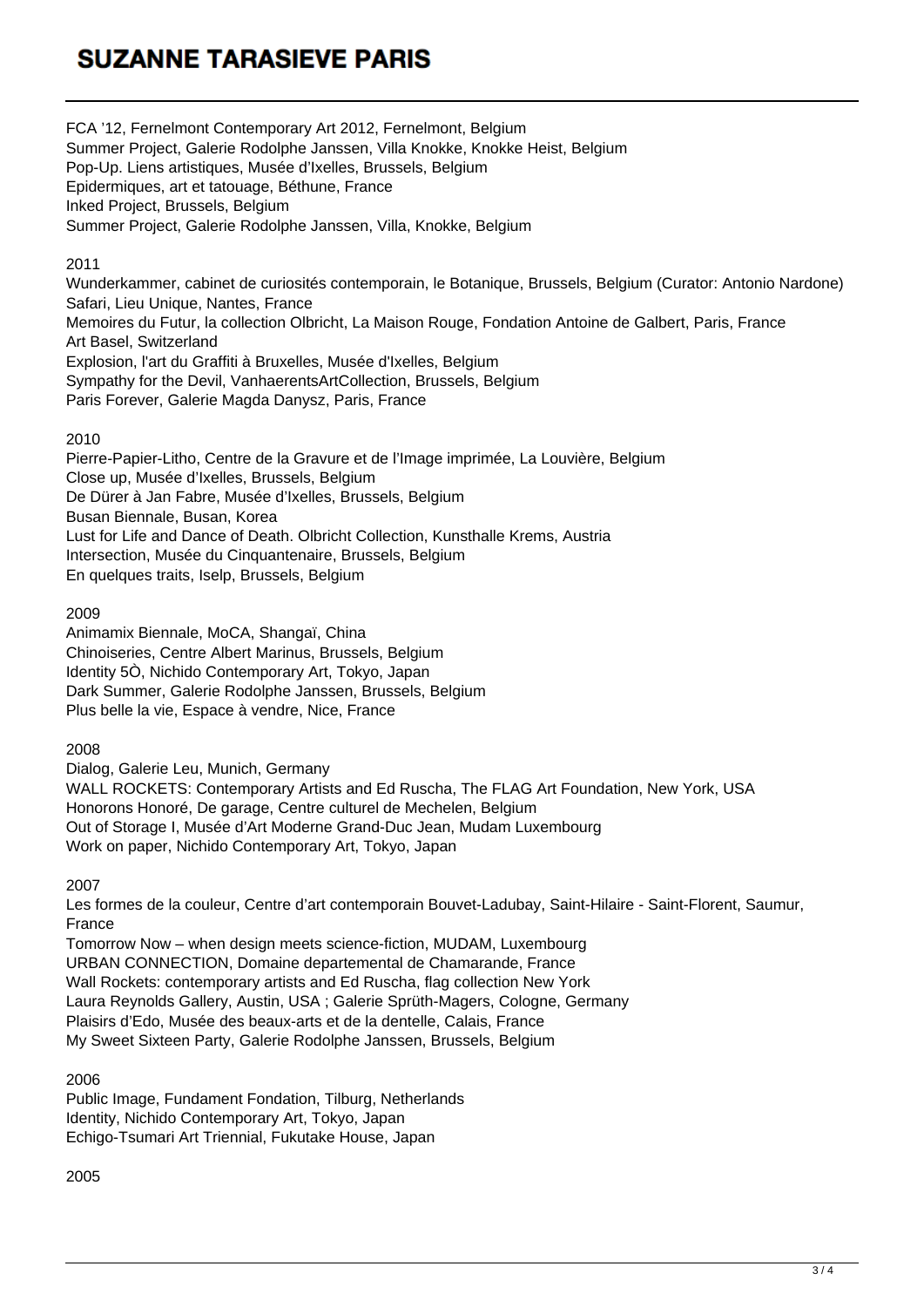FCA '12, Fernelmont Contemporary Art 2012, Fernelmont, Belgium
Summer Project, Galerie Rodolphe Janssen, Villa Knokke, Knokke Heist, Belgium
Pop-Up. Liens artistiques, Musée d'Ixelles, Brussels, Belgium
Epidermiques, art et tatouage, Béthune, France
Inked Project, Brussels, Belgium
Summer Project, Galerie Rodolphe Janssen, Villa, Knokke, Belgium

2011
Wunderkammer, cabinet de curiosités contemporain, le Botanique, Brussels, Belgium (Curator: Antonio Nardone)
Safari, Lieu Unique, Nantes, France
Memoires du Futur, la collection Olbricht, La Maison Rouge, Fondation Antoine de Galbert, Paris, France
Art Basel, Switzerland
Explosion, l'art du Graffiti à Bruxelles, Musée d'Ixelles, Belgium
Sympathy for the Devil, VanhaerentsArtCollection, Brussels, Belgium
Paris Forever, Galerie Magda Danysz, Paris, France

2010
Pierre-Papier-Litho, Centre de la Gravure et de l'Image imprimée, La Louvière, Belgium
Close up, Musée d'Ixelles, Brussels, Belgium
De Dürer à Jan Fabre, Musée d'Ixelles, Brussels, Belgium
Busan Biennale, Busan, Korea
Lust for Life and Dance of Death. Olbricht Collection, Kunsthalle Krems, Austria
Intersection, Musée du Cinquantenaire, Brussels, Belgium
En quelques traits, Iselp, Brussels, Belgium

2009
Animamix Biennale, MoCA, Shangaï, China
Chinoiseries, Centre Albert Marinus, Brussels, Belgium
Identity 5Ò, Nichido Contemporary Art, Tokyo, Japan
Dark Summer, Galerie Rodolphe Janssen, Brussels, Belgium
Plus belle la vie, Espace à vendre, Nice, France

2008
Dialog, Galerie Leu, Munich, Germany
WALL ROCKETS: Contemporary Artists and Ed Ruscha, The FLAG Art Foundation, New York, USA
Honorons Honoré, De garage, Centre culturel de Mechelen, Belgium
Out of Storage I, Musée d'Art Moderne Grand-Duc Jean, Mudam Luxembourg
Work on paper, Nichido Contemporary Art, Tokyo, Japan

2007
Les formes de la couleur, Centre d'art contemporain Bouvet-Ladubay, Saint-Hilaire - Saint-Florent, Saumur, France
Tomorrow Now – when design meets science-fiction, MUDAM, Luxembourg
URBAN CONNECTION, Domaine departemental de Chamarande, France
Wall Rockets: contemporary artists and Ed Ruscha, flag collection New York
Laura Reynolds Gallery, Austin, USA ; Galerie Sprüth-Magers, Cologne, Germany
Plaisirs d'Edo, Musée des beaux-arts et de la dentelle, Calais, France
My Sweet Sixteen Party, Galerie Rodolphe Janssen, Brussels, Belgium

2006
Public Image, Fundament Fondation, Tilburg, Netherlands
Identity, Nichido Contemporary Art, Tokyo, Japan
Echigo-Tsumari Art Triennial, Fukutake House, Japan

2005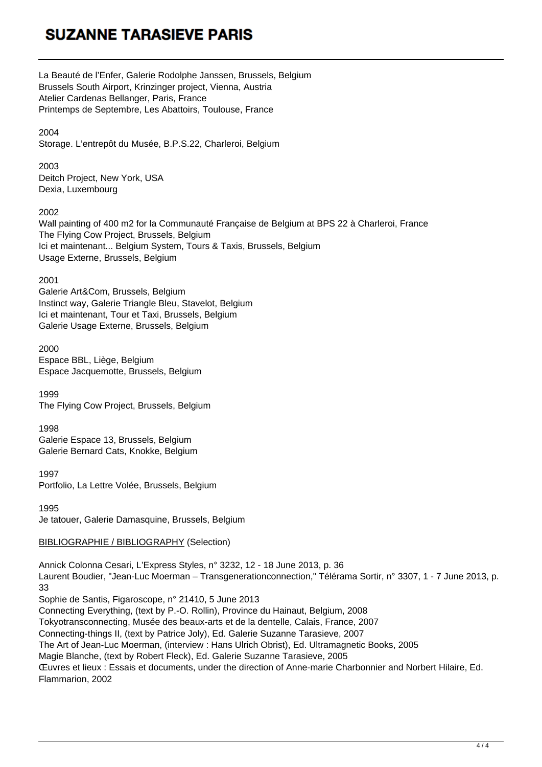La Beauté de l’Enfer, Galerie Rodolphe Janssen, Brussels, Belgium
Brussels South Airport, Krinzinger project, Vienna, Austria
Atelier Cardenas Bellanger, Paris, France
Printemps de Septembre, Les Abattoirs, Toulouse, France

2004
Storage. L’entrepôt du Musée, B.P.S.22, Charleroi, Belgium

2003
Deitch Project, New York, USA
Dexia, Luxembourg

2002
Wall painting of 400 m2 for la Communauté Française de Belgium at BPS 22 à Charleroi, France
The Flying Cow Project, Brussels, Belgium
Ici et maintenant... Belgium System, Tours & Taxis, Brussels, Belgium
Usage Externe, Brussels, Belgium

2001
Galerie Art&Com, Brussels, Belgium
Instinct way, Galerie Triangle Bleu, Stavelot, Belgium
Ici et maintenant, Tour et Taxi, Brussels, Belgium
Galerie Usage Externe, Brussels, Belgium

2000
Espace BBL, Liège, Belgium
Espace Jacquemotte, Brussels, Belgium

1999
The Flying Cow Project, Brussels, Belgium

1998
Galerie Espace 13, Brussels, Belgium
Galerie Bernard Cats, Knokke, Belgium

1997
Portfolio, La Lettre Volée, Brussels, Belgium

1995
Je tatouer, Galerie Damasquine, Brussels, Belgium

BIBLIOGRAPHIE / BIBLIOGRAPHY (Selection)

Annick Colonna Cesari, L’Express Styles, n° 3232, 12 - 18 June 2013, p. 36
Laurent Boudier, "Jean-Luc Moerman – Transgenerationconnection," Télérama Sortir, n° 3307, 1 - 7 June 2013, p. 33
Sophie de Santis, Figaroscope, n° 21410, 5 June 2013
Connecting Everything, (text by P.-O. Rollin), Province du Hainaut, Belgium, 2008
Tokyotransconnecting, Musée des beaux-arts et de la dentelle, Calais, France, 2007
Connecting-things II, (text by Patrice Joly), Ed. Galerie Suzanne Tarasieve, 2007
The Art of Jean-Luc Moerman, (interview : Hans Ulrich Obrist), Ed. Ultramagnetic Books, 2005
Magie Blanche, (text by Robert Fleck), Ed. Galerie Suzanne Tarasieve, 2005
Œuvres et lieux : Essais et documents, under the direction of Anne-marie Charbonnier and Norbert Hilaire, Ed. Flammarion, 2002